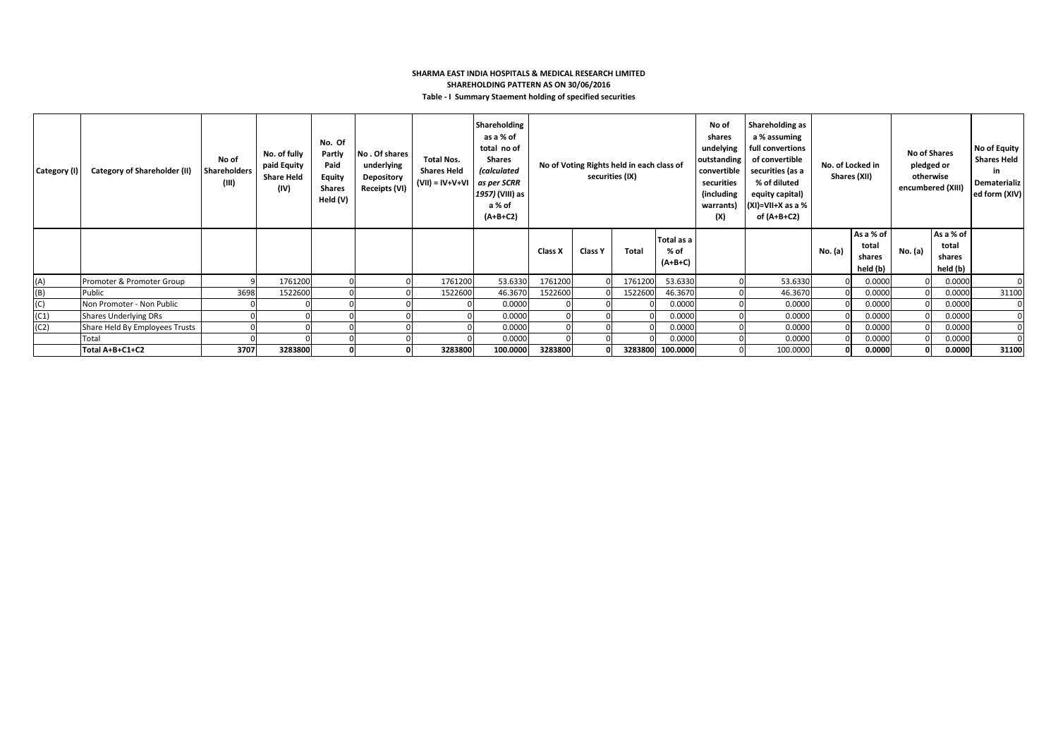**SHARMA EAST INDIA HOSPITALS & MEDICAL RESEARCH LIMITED**

**SHAREHOLDING PATTERN AS ON 30/06/2016**

**Table - I Summary Staement holding of specified securities**

| Category (I) | Category of Shareholder (II) | No of Shareholders (III) | No. of fully paid Equity Share Held (IV) | No. Of Partly Paid Equity Shares Held (V) | No . Of shares underlying Depository Receipts (VI) | Total Nos. Shares Held (VII) = IV+V+VI | Shareholding as a % of total no of Shares *(calculated as per SCRR 1957)* (VIII) as a % of (A+B+C2) | No of Voting Rights held in each class of securities (IX) | | | | No of shares undelying outstanding convertible securities (including warrants) (X) | Shareholding as a % assuming full convertions of convertible securities (as a % of diluted equity capital) (XI)=VII+X as a % of (A+B+C2) | No. of Locked in Shares (XII) | | No of Shares pledged or otherwise encumbered (XIII) | | No of Equity Shares Held in Dematerialized form (XIV) |
|---|---|---|---|---|---|---|---|---|---|---|---|---|---|---|---|---|---|---|
| | | | | | | | | Class X | Class Y | Total | Total as a % of (A+B+C) | | | No. (a) | As a % of total shares held (b) | No. (a) | As a % of total shares held (b) | |
| (A) | Promoter & Promoter Group | 9 | 1761200 | 0 | 0 | 1761200 | 53.6330 | 1761200 | 0 | 1761200 | 53.6330 | 0 | 53.6330 | 0 | 0.0000 | 0 | 0.0000 | 0 |
| (B) | Public | 3698 | 1522600 | 0 | 0 | 1522600 | 46.3670 | 1522600 | 0 | 1522600 | 46.3670 | 0 | 46.3670 | 0 | 0.0000 | 0 | 0.0000 | 31100 |
| (C) | Non Promoter - Non Public | 0 | 0 | 0 | 0 | 0 | 0.0000 | 0 | 0 | 0 | 0.0000 | 0 | 0.0000 | 0 | 0.0000 | 0 | 0.0000 | 0 |
| (C1) | Shares Underlying DRs | 0 | 0 | 0 | 0 | 0 | 0.0000 | 0 | 0 | 0 | 0.0000 | 0 | 0.0000 | 0 | 0.0000 | 0 | 0.0000 | 0 |
| (C2) | Share Held By Employees Trusts | 0 | 0 | 0 | 0 | 0 | 0.0000 | 0 | 0 | 0 | 0.0000 | 0 | 0.0000 | 0 | 0.0000 | 0 | 0.0000 | 0 |
| | Total | 0 | 0 | 0 | 0 | 0 | 0.0000 | 0 | 0 | 0 | 0.0000 | 0 | 0.0000 | 0 | 0.0000 | 0 | 0.0000 | 0 |
| | **Total A+B+C1+C2** | **3707** | **3283800** | **0** | **0** | **3283800** | **100.0000** | **3283800** | **0** | **3283800** | **100.0000** | 0 | 100.0000 | **0** | **0.0000** | **0** | **0.0000** | **31100** |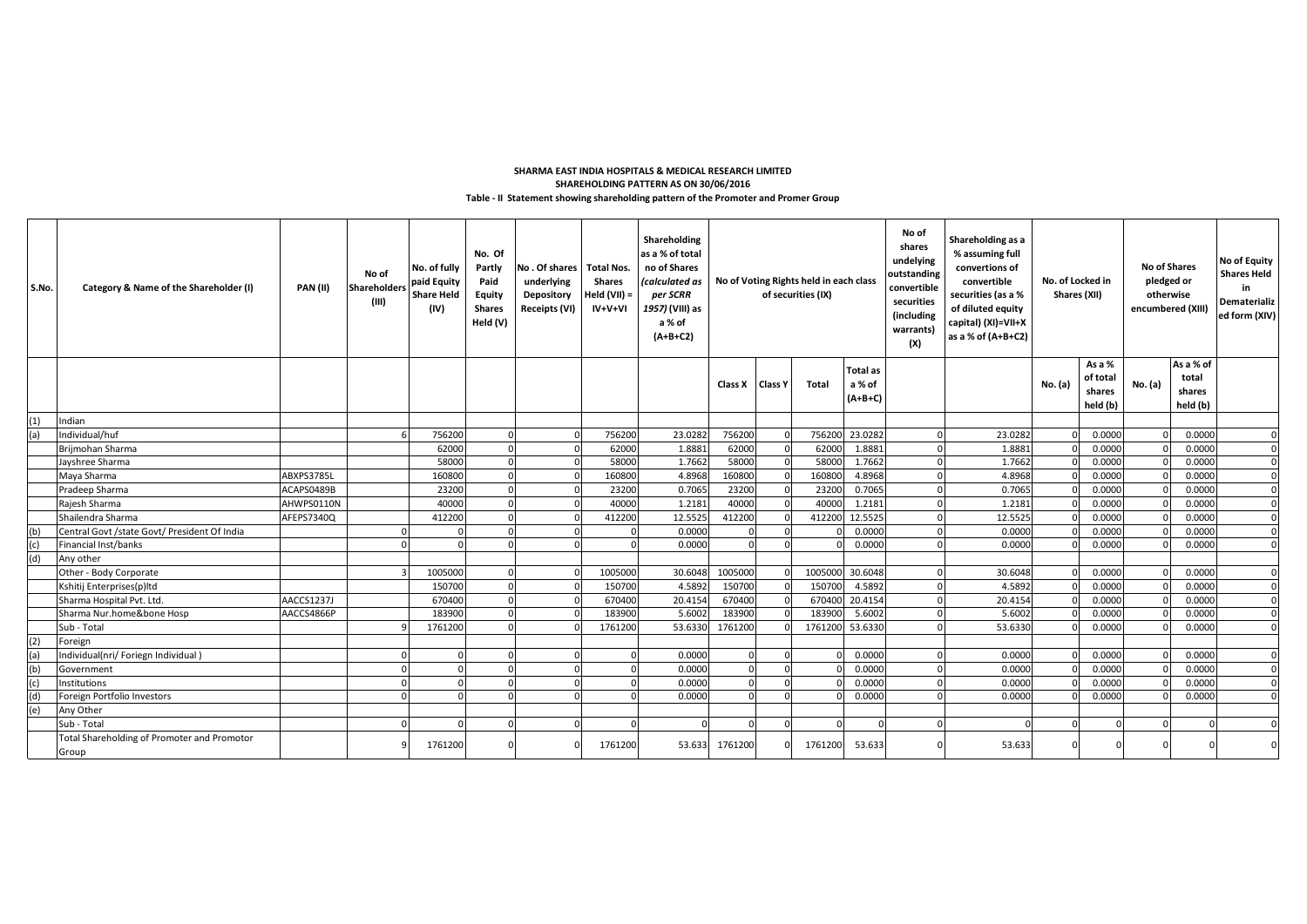**SHARMA EAST INDIA HOSPITALS & MEDICAL RESEARCH LIMITED**

**SHAREHOLDING PATTERN AS ON 30/06/2016**

**Table - II Statement showing shareholding pattern of the Promoter and Promer Group**

| S.No. | Category & Name of the Shareholder (I) | PAN (II) | No of Shareholders (III) | No. of fully paid Equity Share Held (IV) | No. Of Partly Paid Equity Shares Held (V) | No . Of shares underlying Depository Receipts (VI) | Total Nos. Shares Held (VII) = IV+V+VI | Shareholding as a % of total no of Shares (calculated as per SCRR 1957) (VIII) as a % of (A+B+C2) | No of Voting Rights held in each class of securities (IX) | | | | No of shares undeliyng outstanding convertible securities (including warrants) (X) | Shareholding as a % assuming full convertions of convertible securities (as a % of diluted equity capital) (XI)=VII+X as a % of (A+B+C2) | No. of Locked in Shares (XII) | | No of Shares pledged or otherwise encumbered (XIII) | | No of Equity Shares Held in Dematerialized form (XIV) |
|---|---|---|---|---|---|---|---|---|---|---|---|---|---|---|---|---|---|---|---|
| | | | | | | | | | Class X | Class Y | Total | Total as a % of (A+B+C) | | | No. (a) | As a % of total shares held (b) | No. (a) | As a % of total shares held (b) | |
| (1) | Indian | | | | | | | | | | | | | | | | | | |
| (a) | Individual/huf | | 6 | 756200 | 0 | 0 | 756200 | 23.0282 | 756200 | 0 | 756200 | 23.0282 | 0 | 23.0282 | 0 | 0.0000 | 0 | 0.0000 | 0 |
| | Brijmohan Sharma | | | 62000 | 0 | 0 | 62000 | 1.8881 | 62000 | 0 | 62000 | 1.8881 | 0 | 1.8881 | 0 | 0.0000 | 0 | 0.0000 | 0 |
| | Jayshree Sharma | | | 58000 | 0 | 0 | 58000 | 1.7662 | 58000 | 0 | 58000 | 1.7662 | 0 | 1.7662 | 0 | 0.0000 | 0 | 0.0000 | 0 |
| | Maya Sharma | ABXPS3785L | | 160800 | 0 | 0 | 160800 | 4.8968 | 160800 | 0 | 160800 | 4.8968 | 0 | 4.8968 | 0 | 0.0000 | 0 | 0.0000 | 0 |
| | Pradeep Sharma | ACAPS0489B | | 23200 | 0 | 0 | 23200 | 0.7065 | 23200 | 0 | 23200 | 0.7065 | 0 | 0.7065 | 0 | 0.0000 | 0 | 0.0000 | 0 |
| | Rajesh Sharma | AHWPS0110N | | 40000 | 0 | 0 | 40000 | 1.2181 | 40000 | 0 | 40000 | 1.2181 | 0 | 1.2181 | 0 | 0.0000 | 0 | 0.0000 | 0 |
| | Shailendra Sharma | AFEPS7340Q | | 412200 | 0 | 0 | 412200 | 12.5525 | 412200 | 0 | 412200 | 12.5525 | 0 | 12.5525 | 0 | 0.0000 | 0 | 0.0000 | 0 |
| (b) | Central Govt /state Govt/ President Of India | | 0 | 0 | 0 | 0 | 0 | 0.0000 | 0 | 0 | 0 | 0.0000 | 0 | 0.0000 | 0 | 0.0000 | 0 | 0.0000 | 0 |
| (c) | Financial Inst/banks | | 0 | 0 | 0 | 0 | 0 | 0.0000 | 0 | 0 | 0 | 0.0000 | 0 | 0.0000 | 0 | 0.0000 | 0 | 0.0000 | 0 |
| (d) | Any other | | | | | | | | | | | | | | | | | | |
| | Other - Body Corporate | | 3 | 1005000 | 0 | 0 | 1005000 | 30.6048 | 1005000 | 0 | 1005000 | 30.6048 | 0 | 30.6048 | 0 | 0.0000 | 0 | 0.0000 | 0 |
| | Kshitij Enterprises(p)ltd | | | 150700 | 0 | 0 | 150700 | 4.5892 | 150700 | 0 | 150700 | 4.5892 | 0 | 4.5892 | 0 | 0.0000 | 0 | 0.0000 | 0 |
| | Sharma Hospital Pvt. Ltd. | AACCS1237J | | 670400 | 0 | 0 | 670400 | 20.4154 | 670400 | 0 | 670400 | 20.4154 | 0 | 20.4154 | 0 | 0.0000 | 0 | 0.0000 | 0 |
| | Sharma Nur.home&bone Hosp | AACCS4866P | | 183900 | 0 | 0 | 183900 | 5.6002 | 183900 | 0 | 183900 | 5.6002 | 0 | 5.6002 | 0 | 0.0000 | 0 | 0.0000 | 0 |
| | Sub - Total | | 9 | 1761200 | 0 | 0 | 1761200 | 53.6330 | 1761200 | 0 | 1761200 | 53.6330 | 0 | 53.6330 | 0 | 0.0000 | 0 | 0.0000 | 0 |
| (2) | Foreign | | | | | | | | | | | | | | | | | | |
| (a) | Individual(nri/ Foriegn Individual ) | | 0 | 0 | 0 | 0 | 0 | 0.0000 | 0 | 0 | 0 | 0.0000 | 0 | 0.0000 | 0 | 0.0000 | 0 | 0.0000 | 0 |
| (b) | Government | | 0 | 0 | 0 | 0 | 0 | 0.0000 | 0 | 0 | 0 | 0.0000 | 0 | 0.0000 | 0 | 0.0000 | 0 | 0.0000 | 0 |
| (c) | Institutions | | 0 | 0 | 0 | 0 | 0 | 0.0000 | 0 | 0 | 0 | 0.0000 | 0 | 0.0000 | 0 | 0.0000 | 0 | 0.0000 | 0 |
| (d) | Foreign Portfolio Investors | | 0 | 0 | 0 | 0 | 0 | 0.0000 | 0 | 0 | 0 | 0.0000 | 0 | 0.0000 | 0 | 0.0000 | 0 | 0.0000 | 0 |
| (e) | Any Other | | | | | | | | | | | | | | | | | | |
| | Sub - Total | | 0 | 0 | 0 | 0 | 0 | 0 | 0 | 0 | 0 | 0 | 0 | 0 | 0 | 0 | 0 | 0 | 0 |
| | Total Shareholding of Promoter and Promotor Group | | 9 | 1761200 | 0 | 0 | 1761200 | 53.633 | 1761200 | 0 | 1761200 | 53.633 | 0 | 53.633 | 0 | 0 | 0 | 0 | 0 |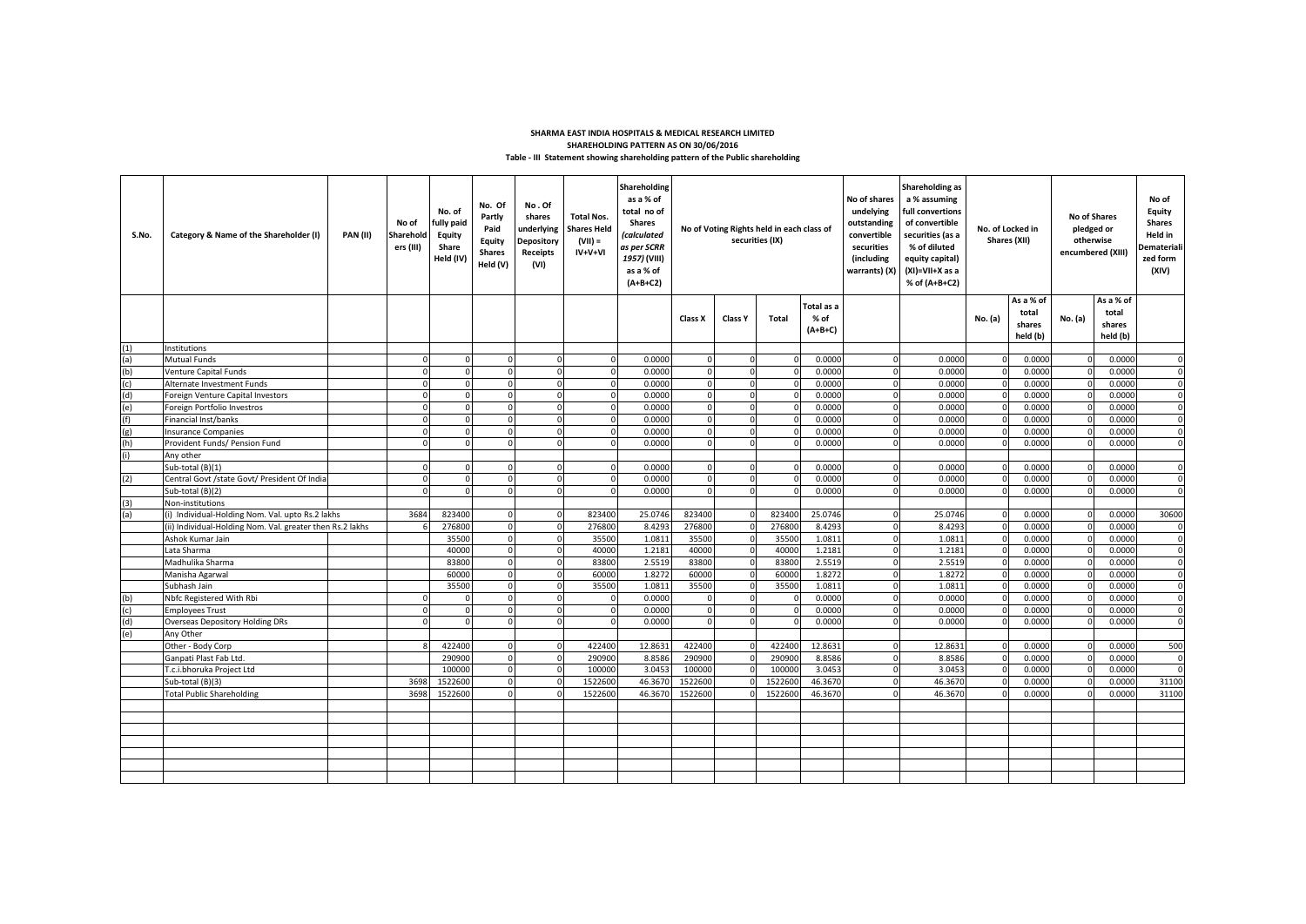**SHARMA EAST INDIA HOSPITALS & MEDICAL RESEARCH LIMITED**

**SHAREHOLDING PATTERN AS ON 30/06/2016**

**Table - III Statement showing shareholding pattern of the Public shareholding**

| S.No. | Category & Name of the Shareholder (I) | PAN (II) | No of Shareholders (III) | No. of fully paid Equity Share Held (IV) | No. Of Partly Paid Equity Shares Held (V) | No . Of shares underlying Depository Receipts (VI) | Total Nos. Shares Held (VII) = IV+V+VI | Shareholding as a % of total no of Shares (calculated as per SCRR 1957) (VIII) as a % of (A+B+C2) | No of Voting Rights held in each class of securities (IX) | | | | No of shares undelying outstanding convertible securities (including warrants) (X) | Shareholding as a % assuming full convertions of convertible securities (as a % of diluted equity capital) (XI)=VII+X as a % of (A+B+C2) | No. of Locked in Shares (XII) | | No of Shares pledged or otherwise encumbered (XIII) | | No of Equity Shares Held in Dematerialized form (XIV) |
|---|---|---|---|---|---|---|---|---|---|---|---|---|---|---|---|---|---|---|---|
| | | | | | | | | | Class X | Class Y | Total | Total as a % of (A+B+C) | | | No. (a) | As a % of total shares held (b) | No. (a) | As a % of total shares held (b) | |
| (1) | Institutions | | | | | | | | | | | | | | | | | | |
| (a) | Mutual Funds | | 0 | 0 | 0 | 0 | 0 | 0.0000 | 0 | 0 | 0 | 0.0000 | 0 | 0.0000 | 0 | 0.0000 | 0 | 0.0000 | 0 |
| (b) | Venture Capital Funds | | 0 | 0 | 0 | 0 | 0 | 0.0000 | 0 | 0 | 0 | 0.0000 | 0 | 0.0000 | 0 | 0.0000 | 0 | 0.0000 | 0 |
| (c) | Alternate Investment Funds | | 0 | 0 | 0 | 0 | 0 | 0.0000 | 0 | 0 | 0 | 0.0000 | 0 | 0.0000 | 0 | 0.0000 | 0 | 0.0000 | 0 |
| (d) | Foreign Venture Capital Investors | | 0 | 0 | 0 | 0 | 0 | 0.0000 | 0 | 0 | 0 | 0.0000 | 0 | 0.0000 | 0 | 0.0000 | 0 | 0.0000 | 0 |
| (e) | Foreign Portfolio Investros | | 0 | 0 | 0 | 0 | 0 | 0.0000 | 0 | 0 | 0 | 0.0000 | 0 | 0.0000 | 0 | 0.0000 | 0 | 0.0000 | 0 |
| (f) | Financial Inst/banks | | 0 | 0 | 0 | 0 | 0 | 0.0000 | 0 | 0 | 0 | 0.0000 | 0 | 0.0000 | 0 | 0.0000 | 0 | 0.0000 | 0 |
| (g) | Insurance Companies | | 0 | 0 | 0 | 0 | 0 | 0.0000 | 0 | 0 | 0 | 0.0000 | 0 | 0.0000 | 0 | 0.0000 | 0 | 0.0000 | 0 |
| (h) | Provident Funds/ Pension Fund | | 0 | 0 | 0 | 0 | 0 | 0.0000 | 0 | 0 | 0 | 0.0000 | 0 | 0.0000 | 0 | 0.0000 | 0 | 0.0000 | 0 |
| (i) | Any other | | | | | | | | | | | | | | | | | | |
| | Sub-total (B)(1) | | 0 | 0 | 0 | 0 | 0 | 0.0000 | 0 | 0 | 0 | 0.0000 | 0 | 0.0000 | 0 | 0.0000 | 0 | 0.0000 | 0 |
| (2) | Central Govt /state Govt/ President Of India | | 0 | 0 | 0 | 0 | 0 | 0.0000 | 0 | 0 | 0 | 0.0000 | 0 | 0.0000 | 0 | 0.0000 | 0 | 0.0000 | 0 |
| | Sub-total (B)(2) | | 0 | 0 | 0 | 0 | 0 | 0.0000 | 0 | 0 | 0 | 0.0000 | 0 | 0.0000 | 0 | 0.0000 | 0 | 0.0000 | 0 |
| (3) | Non-institutions | | | | | | | | | | | | | | | | | | |
| (a) | (i) Individual-Holding Nom. Val. upto Rs.2 lakhs | | 3684 | 823400 | 0 | 0 | 823400 | 25.0746 | 823400 | 0 | 823400 | 25.0746 | 0 | 25.0746 | 0 | 0.0000 | 0 | 0.0000 | 30600 |
| | (ii) Individual-Holding Nom. Val. greater then Rs.2 lakhs | | 6 | 276800 | 0 | 0 | 276800 | 8.4293 | 276800 | 0 | 276800 | 8.4293 | 0 | 8.4293 | 0 | 0.0000 | 0 | 0.0000 | 0 |
| | Ashok Kumar Jain | | | 35500 | 0 | 0 | 35500 | 1.0811 | 35500 | 0 | 35500 | 1.0811 | 0 | 1.0811 | 0 | 0.0000 | 0 | 0.0000 | 0 |
| | Lata Sharma | | | 40000 | 0 | 0 | 40000 | 1.2181 | 40000 | 0 | 40000 | 1.2181 | 0 | 1.2181 | 0 | 0.0000 | 0 | 0.0000 | 0 |
| | Madhulika Sharma | | | 83800 | 0 | 0 | 83800 | 2.5519 | 83800 | 0 | 83800 | 2.5519 | 0 | 2.5519 | 0 | 0.0000 | 0 | 0.0000 | 0 |
| | Manisha Agarwal | | | 60000 | 0 | 0 | 60000 | 1.8272 | 60000 | 0 | 60000 | 1.8272 | 0 | 1.8272 | 0 | 0.0000 | 0 | 0.0000 | 0 |
| | Subhash Jain | | | 35500 | 0 | 0 | 35500 | 1.0811 | 35500 | 0 | 35500 | 1.0811 | 0 | 1.0811 | 0 | 0.0000 | 0 | 0.0000 | 0 |
| (b) | Nbfc Registered With Rbi | | 0 | 0 | 0 | 0 | 0 | 0.0000 | 0 | 0 | 0 | 0.0000 | 0 | 0.0000 | 0 | 0.0000 | 0 | 0.0000 | 0 |
| (c) | Employees Trust | | 0 | 0 | 0 | 0 | 0 | 0.0000 | 0 | 0 | 0 | 0.0000 | 0 | 0.0000 | 0 | 0.0000 | 0 | 0.0000 | 0 |
| (d) | Overseas Depository Holding DRs | | 0 | 0 | 0 | 0 | 0 | 0.0000 | 0 | 0 | 0 | 0.0000 | 0 | 0.0000 | 0 | 0.0000 | 0 | 0.0000 | 0 |
| (e) | Any Other | | | | | | | | | | | | | | | | | | |
| | Other - Body Corp | | 8 | 422400 | 0 | 0 | 422400 | 12.8631 | 422400 | 0 | 422400 | 12.8631 | 0 | 12.8631 | 0 | 0.0000 | 0 | 0.0000 | 500 |
| | Ganpati Plast Fab Ltd. | | | 290900 | 0 | 0 | 290900 | 8.8586 | 290900 | 0 | 290900 | 8.8586 | 0 | 8.8586 | 0 | 0.0000 | 0 | 0.0000 | 0 |
| | T.c.i.bhoruka Project Ltd | | | 100000 | 0 | 0 | 100000 | 3.0453 | 100000 | 0 | 100000 | 3.0453 | 0 | 3.0453 | 0 | 0.0000 | 0 | 0.0000 | 0 |
| | Sub-total (B)(3) | | 3698 | 1522600 | 0 | 0 | 1522600 | 46.3670 | 1522600 | 0 | 1522600 | 46.3670 | 0 | 46.3670 | 0 | 0.0000 | 0 | 0.0000 | 31100 |
| | Total Public Shareholding | | 3698 | 1522600 | 0 | 0 | 1522600 | 46.3670 | 1522600 | 0 | 1522600 | 46.3670 | 0 | 46.3670 | 0 | 0.0000 | 0 | 0.0000 | 31100 |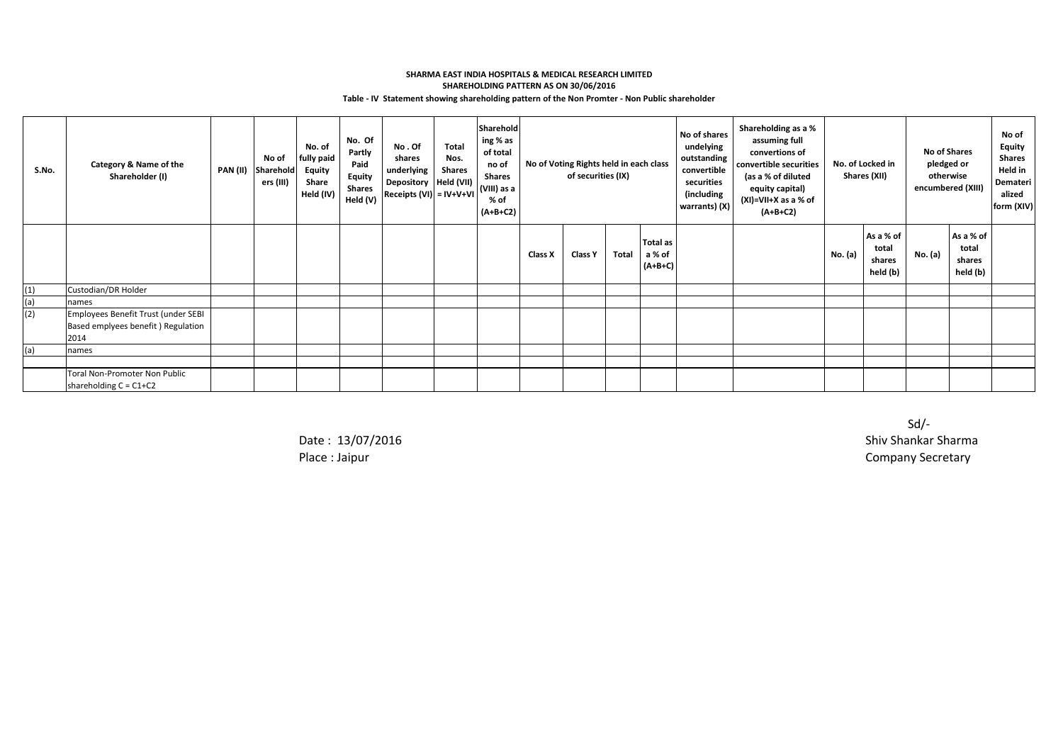**SHARMA EAST INDIA HOSPITALS & MEDICAL RESEARCH LIMITED**

**SHAREHOLDING PATTERN AS ON 30/06/2016**

**Table - IV Statement showing shareholding pattern of the Non Promter - Non Public shareholder**

| S.No. | Category & Name of the Shareholder (I) | PAN (II) | No of Shareholders (III) | No. of fully paid Equity Share Held (IV) | No. Of Partly Paid Equity Shares Held (V) | No . Of shares underlying Depository Receipts (VI) | Total Nos. Shares Held (VII) = IV+V+VI | Shareholding % as of total no of Shares (VIII) as a % of (A+B+C2) | No of Voting Rights held in each class of securities (IX) | | | | No of shares undelying outstanding convertible securities (including warrants) (X) | Shareholding as a % assuming full convertions of convertible securities (as a % of diluted equity capital) (XI)=VII+X as a % of (A+B+C2) | No. of Locked in Shares (XII) | | No of Shares pledged or otherwise encumbered (XIII) | | No of Equity Shares Held in Dematerialized form (XIV) |
|---|---|---|---|---|---|---|---|---|---|---|---|---|---|---|---|---|---|---|---|
| | | | | | | | | | Class X | Class Y | Total | Total as a % of (A+B+C) | | | No. (a) | As a % of total shares held (b) | No. (a) | As a % of total shares held (b) | |
| (1) | Custodian/DR Holder | | | | | | | | | | | | | | | | | | |
| (a) | names | | | | | | | | | | | | | | | | | | |
| (2) | Employees Benefit Trust (under SEBI Based emplyees benefit ) Regulation 2014 | | | | | | | | | | | | | | | | | | |
| (a) | names | | | | | | | | | | | | | | | | | | |
| | | | | | | | | | | | | | | | | | | | |
| | Toral Non-Promoter Non Public shareholding C = C1+C2 | | | | | | | | | | | | | | | | | | |

Date : 13/07/2016

Place : Jaipur

Sd/-

Shiv Shankar Sharma

Company Secretary